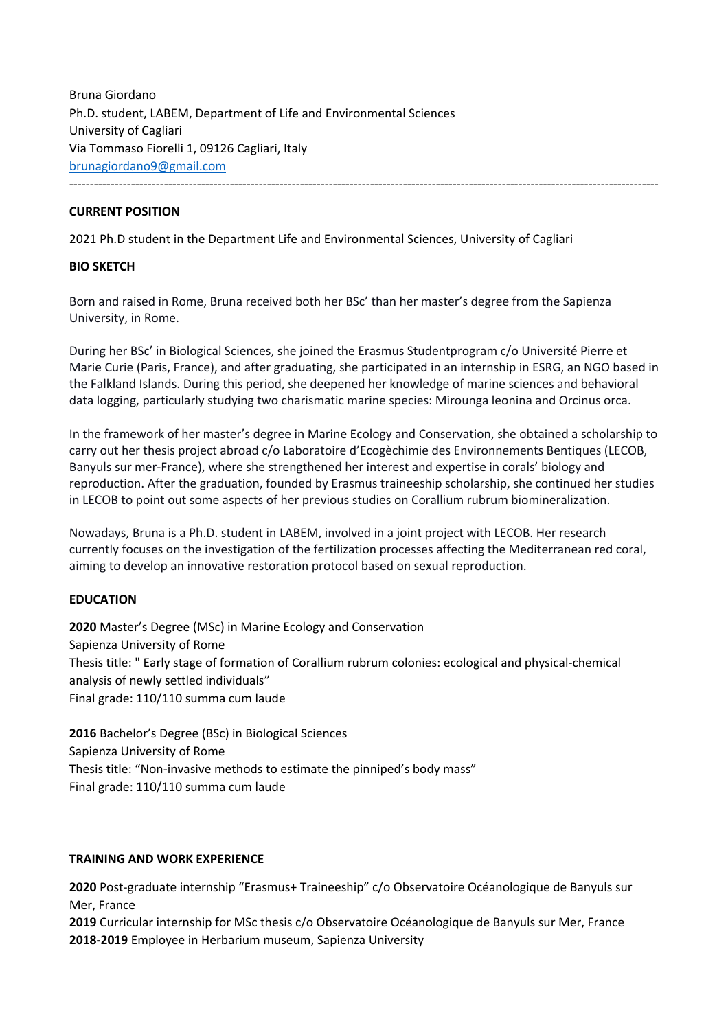Bruna Giordano
Ph.D. student, LABEM, Department of Life and Environmental Sciences
University of Cagliari
Via Tommaso Fiorelli 1, 09126 Cagliari, Italy
[brunagiordano9@gmail.com](mailto:brunagiordano9@gmail.com)

---

**CURRENT POSITION**

2021 Ph.D student in the Department Life and Environmental Sciences, University of Cagliari

**BIO SKETCH**

Born and raised in Rome, Bruna received both her BSc' than her master's degree from the Sapienza University, in Rome.

During her BSc' in Biological Sciences, she joined the Erasmus Studentprogram c/o Université Pierre et Marie Curie (Paris, France), and after graduating, she participated in an internship in ESRG, an NGO based in the Falkland Islands. During this period, she deepened her knowledge of marine sciences and behavioral data logging, particularly studying two charismatic marine species: Mirounga leonina and Orcinus orca.

In the framework of her master's degree in Marine Ecology and Conservation, she obtained a scholarship to carry out her thesis project abroad c/o Laboratoire d'Ecogèchimie des Environnements Bentiques (LECOB, Banyuls sur mer-France), where she strengthened her interest and expertise in corals' biology and reproduction. After the graduation, founded by Erasmus traineeship scholarship, she continued her studies in LECOB to point out some aspects of her previous studies on Corallium rubrum biomineralization.

Nowadays, Bruna is a Ph.D. student in LABEM, involved in a joint project with LECOB. Her research currently focuses on the investigation of the fertilization processes affecting the Mediterranean red coral, aiming to develop an innovative restoration protocol based on sexual reproduction.

**EDUCATION**

**2020** Master's Degree (MSc) in Marine Ecology and Conservation
Sapienza University of Rome
Thesis title: " Early stage of formation of Corallium rubrum colonies: ecological and physical-chemical analysis of newly settled individuals"
Final grade: 110/110 summa cum laude

**2016** Bachelor's Degree (BSc) in Biological Sciences
Sapienza University of Rome
Thesis title: "Non-invasive methods to estimate the pinniped's body mass"
Final grade: 110/110 summa cum laude

**TRAINING AND WORK EXPERIENCE**

**2020** Post-graduate internship "Erasmus+ Traineeship" c/o Observatoire Océanologique de Banyuls sur Mer, France
**2019** Curricular internship for MSc thesis c/o Observatoire Océanologique de Banyuls sur Mer, France
**2018-2019** Employee in Herbarium museum, Sapienza University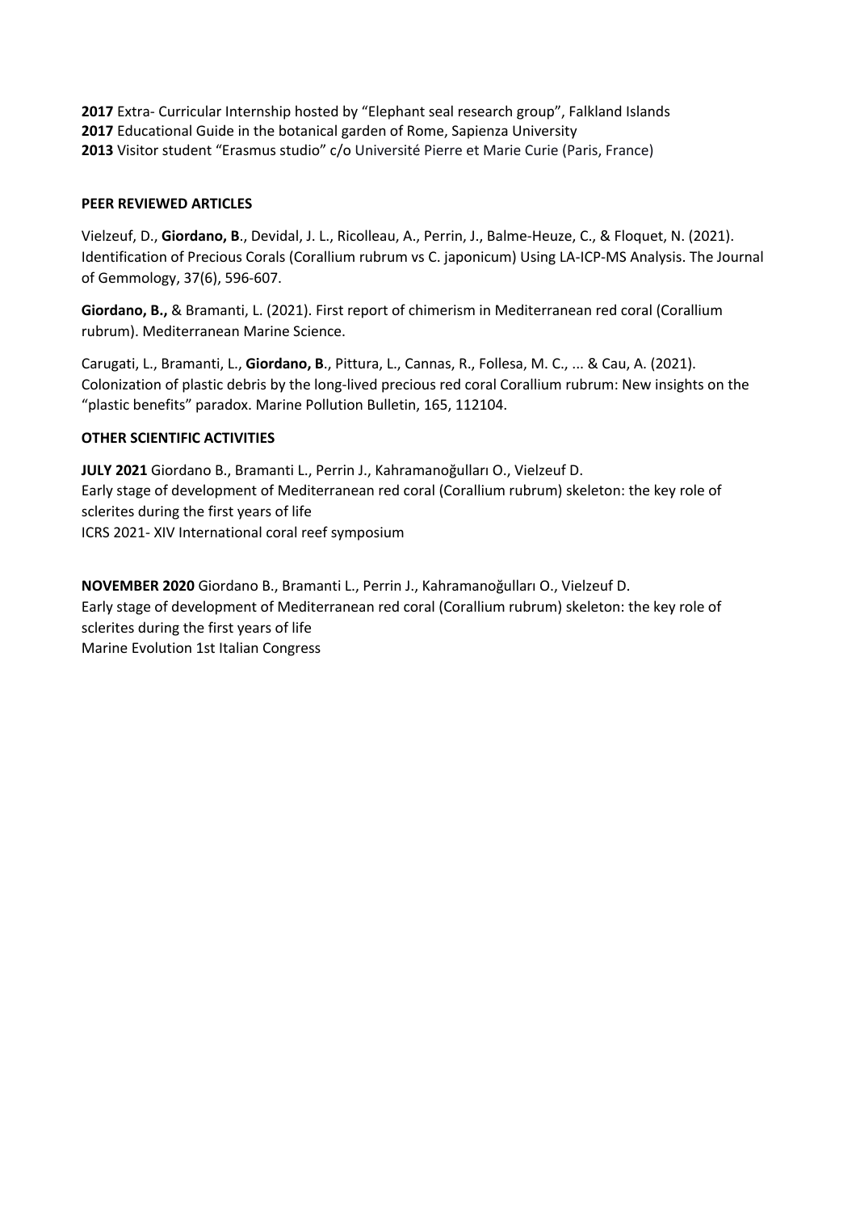**2017** Extra- Curricular Internship hosted by "Elephant seal research group", Falkland Islands
**2017** Educational Guide in the botanical garden of Rome, Sapienza University
**2013** Visitor student "Erasmus studio" c/o Université Pierre et Marie Curie (Paris, France)

**PEER REVIEWED ARTICLES**

Vielzeuf, D., **Giordano, B**., Devidal, J. L., Ricolleau, A., Perrin, J., Balme-Heuze, C., & Floquet, N. (2021). Identification of Precious Corals (Corallium rubrum vs C. japonicum) Using LA-ICP-MS Analysis. The Journal of Gemmology, 37(6), 596-607.

**Giordano, B.,** & Bramanti, L. (2021). First report of chimerism in Mediterranean red coral (Corallium rubrum). Mediterranean Marine Science.

Carugati, L., Bramanti, L., **Giordano, B**., Pittura, L., Cannas, R., Follesa, M. C., ... & Cau, A. (2021). Colonization of plastic debris by the long-lived precious red coral Corallium rubrum: New insights on the "plastic benefits" paradox. Marine Pollution Bulletin, 165, 112104.

**OTHER SCIENTIFIC ACTIVITIES**

**JULY 2021** Giordano B., Bramanti L., Perrin J., Kahramanoğulları O., Vielzeuf D.
Early stage of development of Mediterranean red coral (Corallium rubrum) skeleton: the key role of sclerites during the first years of life
ICRS 2021- XIV International coral reef symposium

**NOVEMBER 2020** Giordano B., Bramanti L., Perrin J., Kahramanoğulları O., Vielzeuf D.
Early stage of development of Mediterranean red coral (Corallium rubrum) skeleton: the key role of sclerites during the first years of life
Marine Evolution 1st Italian Congress